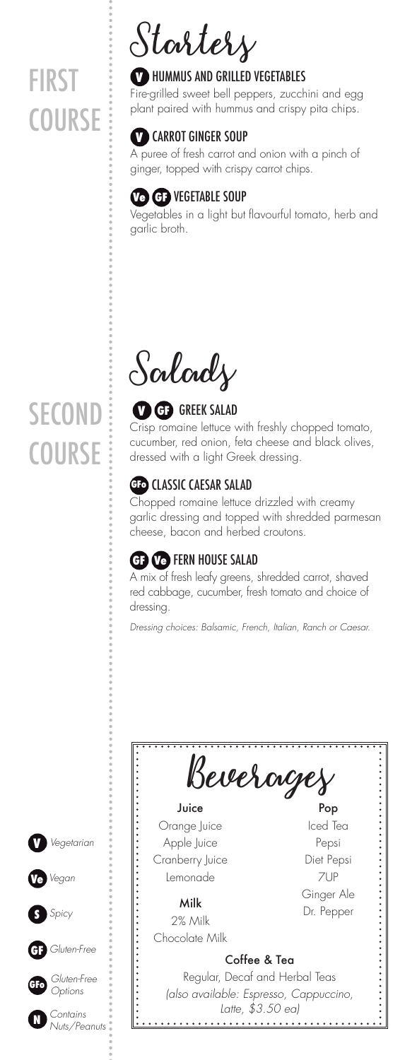# FIRST COURSE

## Starters

### V HUMMUS AND GRILLED VEGETABLES
Fire-grilled sweet bell peppers, zucchini and egg plant paired with hummus and crispy pita chips.

### V CARROT GINGER SOUP
A puree of fresh carrot and onion with a pinch of ginger, topped with crispy carrot chips.

### Ve GF VEGETABLE SOUP
Vegetables in a light but flavourful tomato, herb and garlic broth.

# SECOND COURSE

## Salads

### V GF GREEK SALAD
Crisp romaine lettuce with freshly chopped tomato, cucumber, red onion, feta cheese and black olives, dressed with a light Greek dressing.

### GFo CLASSIC CAESAR SALAD
Chopped romaine lettuce drizzled with creamy garlic dressing and topped with shredded parmesan cheese, bacon and herbed croutons.

### GF Ve FERN HOUSE SALAD
A mix of fresh leafy greens, shredded carrot, shaved red cabbage, cucumber, fresh tomato and choice of dressing.

*Dressing choices: Balsamic, French, Italian, Ranch or Caesar.*

## Beverages

**Juice**
Orange Juice
Apple Juice
Cranberry Juice
Lemonade

**Milk**
2% Milk
Chocolate Milk

**Pop**
Iced Tea
Pepsi
Diet Pepsi
7UP
Ginger Ale
Dr. Pepper

**Coffee & Tea**
Regular, Decaf and Herbal Teas
*(also available: Espresso, Cappuccino, Latte, $3.50 ea)*

V *Vegetarian*
Ve *Vegan*
S *Spicy*
GF *Gluten-Free*
GFo *Gluten-Free Options*
N *Contains Nuts/Peanuts*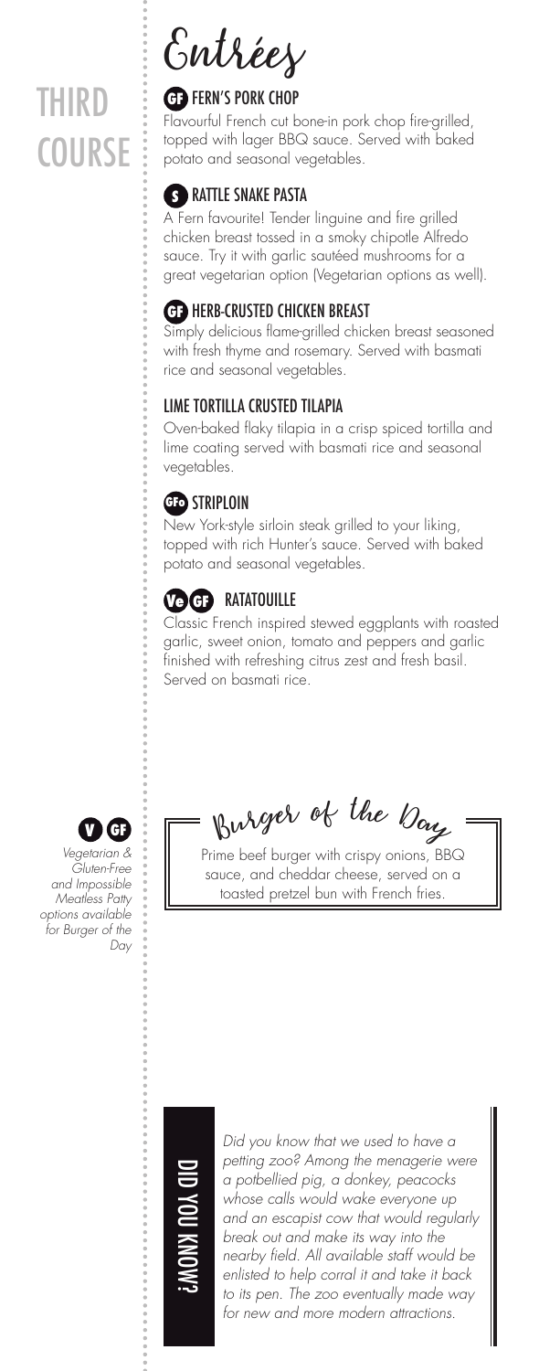# THIRD COURSE

## Entrées

### GF FERN'S PORK CHOP

Flavourful French cut bone-in pork chop fire-grilled, topped with lager BBQ sauce. Served with baked potato and seasonal vegetables.

### S RATTLE SNAKE PASTA

A Fern favourite! Tender linguine and fire grilled chicken breast tossed in a smoky chipotle Alfredo sauce. Try it with garlic sautéed mushrooms for a great vegetarian option (Vegetarian options as well).

### GF HERB-CRUSTED CHICKEN BREAST

Simply delicious flame-grilled chicken breast seasoned with fresh thyme and rosemary. Served with basmati rice and seasonal vegetables.

### LIME TORTILLA CRUSTED TILAPIA

Oven-baked flaky tilapia in a crisp spiced tortilla and lime coating served with basmati rice and seasonal vegetables.

### GFo STRIPLOIN

New York-style sirloin steak grilled to your liking, topped with rich Hunter's sauce. Served with baked potato and seasonal vegetables.

### Ve GF RATATOUILLE

Classic French inspired stewed eggplants with roasted garlic, sweet onion, tomato and peppers and garlic finished with refreshing citrus zest and fresh basil. Served on basmati rice.

## Burger of the Day

Prime beef burger with crispy onions, BBQ sauce, and cheddar cheese, served on a toasted pretzel bun with French fries.

V GF

*Vegetarian & Gluten-Free and Impossible Meatless Patty options available for Burger of the Day*

## DID YOU KNOW?

*Did you know that we used to have a petting zoo? Among the menagerie were a potbellied pig, a donkey, peacocks whose calls would wake everyone up and an escapist cow that would regularly break out and make its way into the nearby field. All available staff would be enlisted to help corral it and take it back to its pen. The zoo eventually made way for new and more modern attractions.*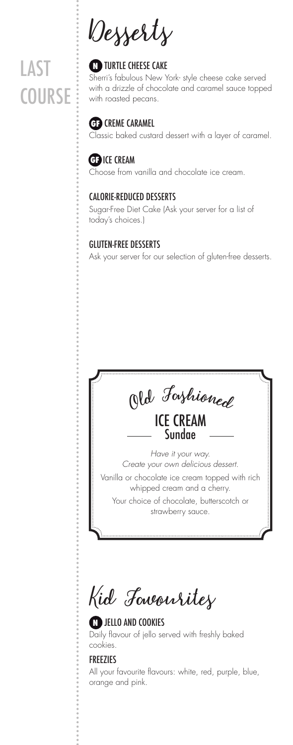# LAST COURSE

## Desserts

### N TURTLE CHEESE CAKE

Sherri's fabulous New York- style cheese cake served with a drizzle of chocolate and caramel sauce topped with roasted pecans.

### GF CREME CARAMEL

Classic baked custard dessert with a layer of caramel.

### GF ICE CREAM

Choose from vanilla and chocolate ice cream.

### CALORIE-REDUCED DESSERTS

Sugar-Free Diet Cake (Ask your server for a list of today's choices.)

### GLUTEN-FREE DESSERTS

Ask your server for our selection of gluten-free desserts.

### Old Fashioned ICE CREAM Sundae

*Have it your way.*
*Create your own delicious dessert.*

Vanilla or chocolate ice cream topped with rich whipped cream and a cherry.

Your choice of chocolate, butterscotch or strawberry sauce.

## Kid Favourites

### N JELLO AND COOKIES

Daily flavour of jello served with freshly baked cookies.

### FREEZIES

All your favourite flavours: white, red, purple, blue, orange and pink.